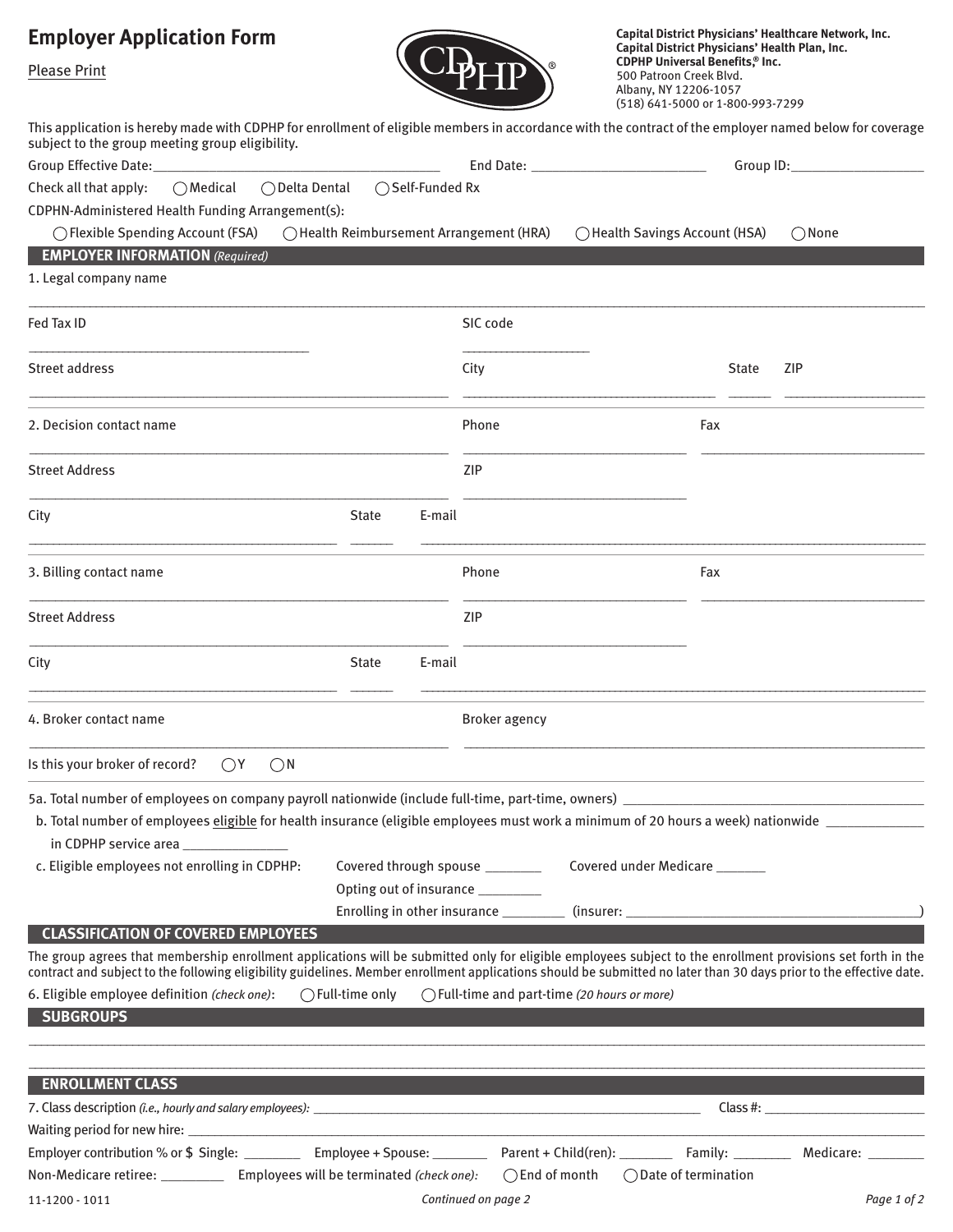# Employer Application Form

Please Print

**Capital District Physicians' Healthcare Network, Inc.**
**Capital District Physicians' Health Plan, Inc.**
**CDPHP Universal Benefits,® Inc.**
500 Patroon Creek Blvd.
Albany, NY 12206-1057
(518) 641-5000 or 1-800-993-7299

This application is hereby made with CDPHP for enrollment of eligible members in accordance with the contract of the employer named below for coverage subject to the group meeting group eligibility.

Group Effective Date: ____________________ End Date: ____________________ Group ID: ____________________

Check all that apply: ◯ Medical ◯ Delta Dental ◯ Self-Funded Rx

CDPHN-Administered Health Funding Arrangement(s):

◯ Flexible Spending Account (FSA) ◯ Health Reimbursement Arrangement (HRA) ◯ Health Savings Account (HSA) ◯ None

## EMPLOYER INFORMATION *(Required)*

1. Legal company name

____________________________________________

Fed Tax ID ____________________ SIC code ____________________

Street address ____________________ City ____________________ State ______ ZIP ______

2. Decision contact name ____________________ Phone ____________________ Fax ____________________

Street Address ____________________ ZIP ____________________

City ____________________ State ______ E-mail ____________________

3. Billing contact name ____________________ Phone ____________________ Fax ____________________

Street Address ____________________ ZIP ____________________

City ____________________ State ______ E-mail ____________________

4. Broker contact name ____________________ Broker agency ____________________

Is this your broker of record? ◯ Y ◯ N

5a. Total number of employees on company payroll nationwide (include full-time, part-time, owners) ____________________

b. Total number of employees eligible for health insurance (eligible employees must work a minimum of 20 hours a week) nationwide __________ in CDPHP service area __________

c. Eligible employees not enrolling in CDPHP: Covered through spouse ________ Covered under Medicare ________

Opting out of insurance ________

Enrolling in other insurance ________ (insurer: ____________________)

## CLASSIFICATION OF COVERED EMPLOYEES

The group agrees that membership enrollment applications will be submitted only for eligible employees subject to the enrollment provisions set forth in the contract and subject to the following eligibility guidelines. Member enrollment applications should be submitted no later than 30 days prior to the effective date.

6. Eligible employee definition *(check one)*: ◯ Full-time only ◯ Full-time and part-time *(20 hours or more)*

## SUBGROUPS

____________________________________________

____________________________________________

## ENROLLMENT CLASS

7. Class description *(i.e., hourly and salary employees)*: ____________________ Class #: ____________________

Waiting period for new hire: ____________________

Employer contribution % or $ Single: ________ Employee + Spouse: ________ Parent + Child(ren): ________ Family: ________ Medicare: ________

Non-Medicare retiree: ________ Employees will be terminated *(check one)*: ◯ End of month ◯ Date of termination

11-1200 - 1011

*Continued on page 2*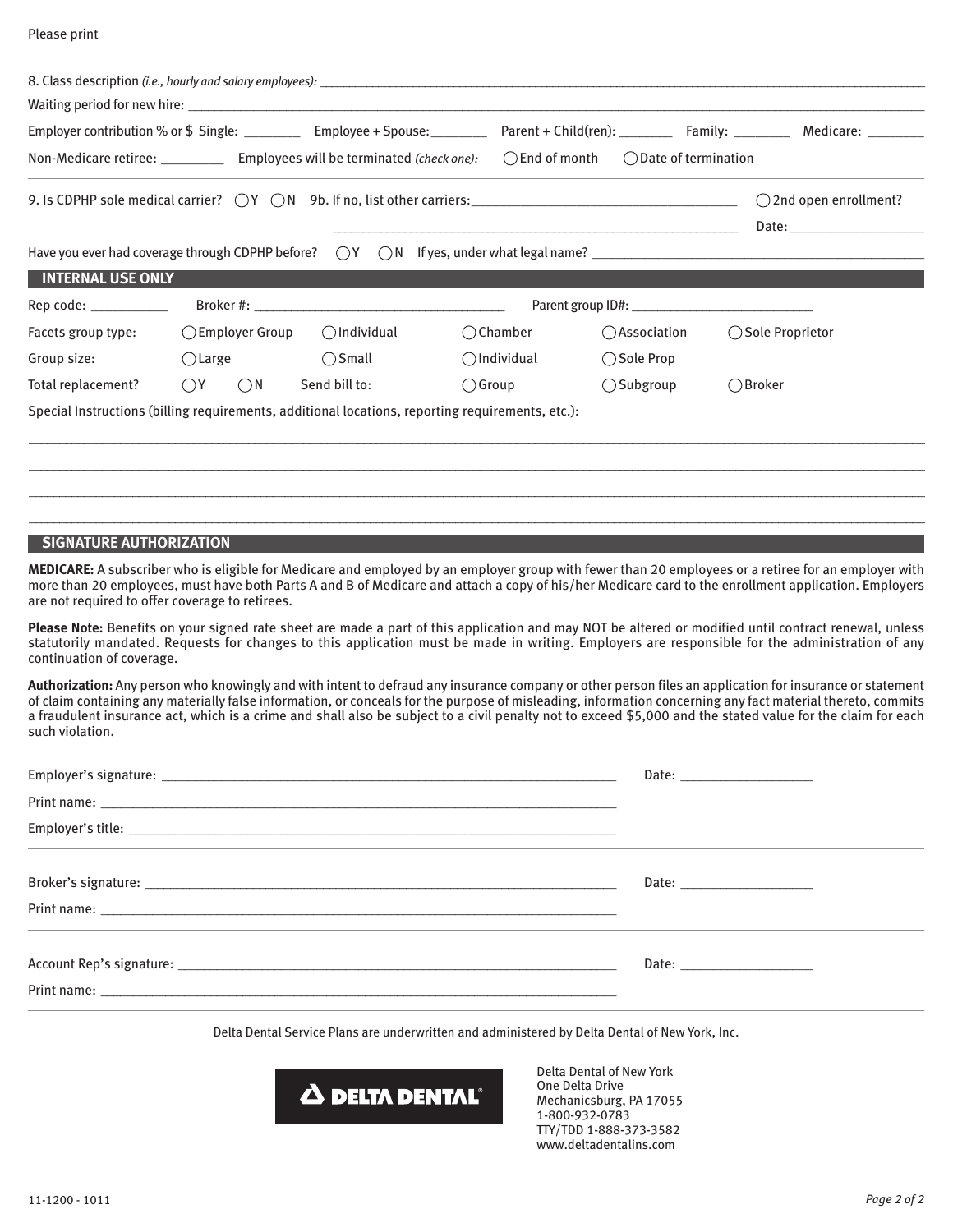Please print

8. Class description *(i.e., hourly and salary employees)*: ____________________

Waiting period for new hire: ____________________

Employer contribution % or $ Single: ________ Employee + Spouse: ________ Parent + Child(ren): ________ Family: ________ Medicare: ________

Non-Medicare retiree: ________ Employees will be terminated *(check one)*: ◯ End of month ◯ Date of termination

9. Is CDPHP sole medical carrier? ◯ Y ◯ N 9b. If no, list other carriers: ____________________ ◯ 2nd open enrollment? Date: ____________

Have you ever had coverage through CDPHP before? ◯ Y ◯ N If yes, under what legal name? ____________________

## INTERNAL USE ONLY

Rep code: ________ Broker #: ____________________ Parent group ID#: ____________________

| | | | | | |
|---|---|---|---|---|---|
| Facets group type: | ◯ Employer Group | ◯ Individual | ◯ Chamber | ◯ Association | ◯ Sole Proprietor |
| Group size: | ◯ Large | ◯ Small | ◯ Individual | ◯ Sole Prop | |
| Total replacement? | ◯ Y ◯ N | Send bill to: | ◯ Group | ◯ Subgroup | ◯ Broker |

Special Instructions (billing requirements, additional locations, reporting requirements, etc.):

____________________

____________________

____________________

____________________

## SIGNATURE AUTHORIZATION

**MEDICARE:** A subscriber who is eligible for Medicare and employed by an employer group with fewer than 20 employees or a retiree for an employer with more than 20 employees, must have both Parts A and B of Medicare and attach a copy of his/her Medicare card to the enrollment application. Employers are not required to offer coverage to retirees.

**Please Note:** Benefits on your signed rate sheet are made a part of this application and may NOT be altered or modified until contract renewal, unless statutorily mandated. Requests for changes to this application must be made in writing. Employers are responsible for the administration of any continuation of coverage.

**Authorization:** Any person who knowingly and with intent to defraud any insurance company or other person files an application for insurance or statement of claim containing any materially false information, or conceals for the purpose of misleading, information concerning any fact material thereto, commits a fraudulent insurance act, which is a crime and shall also be subject to a civil penalty not to exceed $5,000 and the stated value for the claim for each such violation.

Employer's signature: ____________________ Date: ____________

Print name: ____________________

Employer's title: ____________________

Broker's signature: ____________________ Date: ____________

Print name: ____________________

Account Rep's signature: ____________________ Date: ____________

Print name: ____________________

Delta Dental Service Plans are underwritten and administered by Delta Dental of New York, Inc.

DELTA DENTAL

Delta Dental of New York
One Delta Drive
Mechanicsburg, PA 17055
1-800-932-0783
TTY/TDD 1-888-373-3582
www.deltadentalins.com

11-1200 - 1011